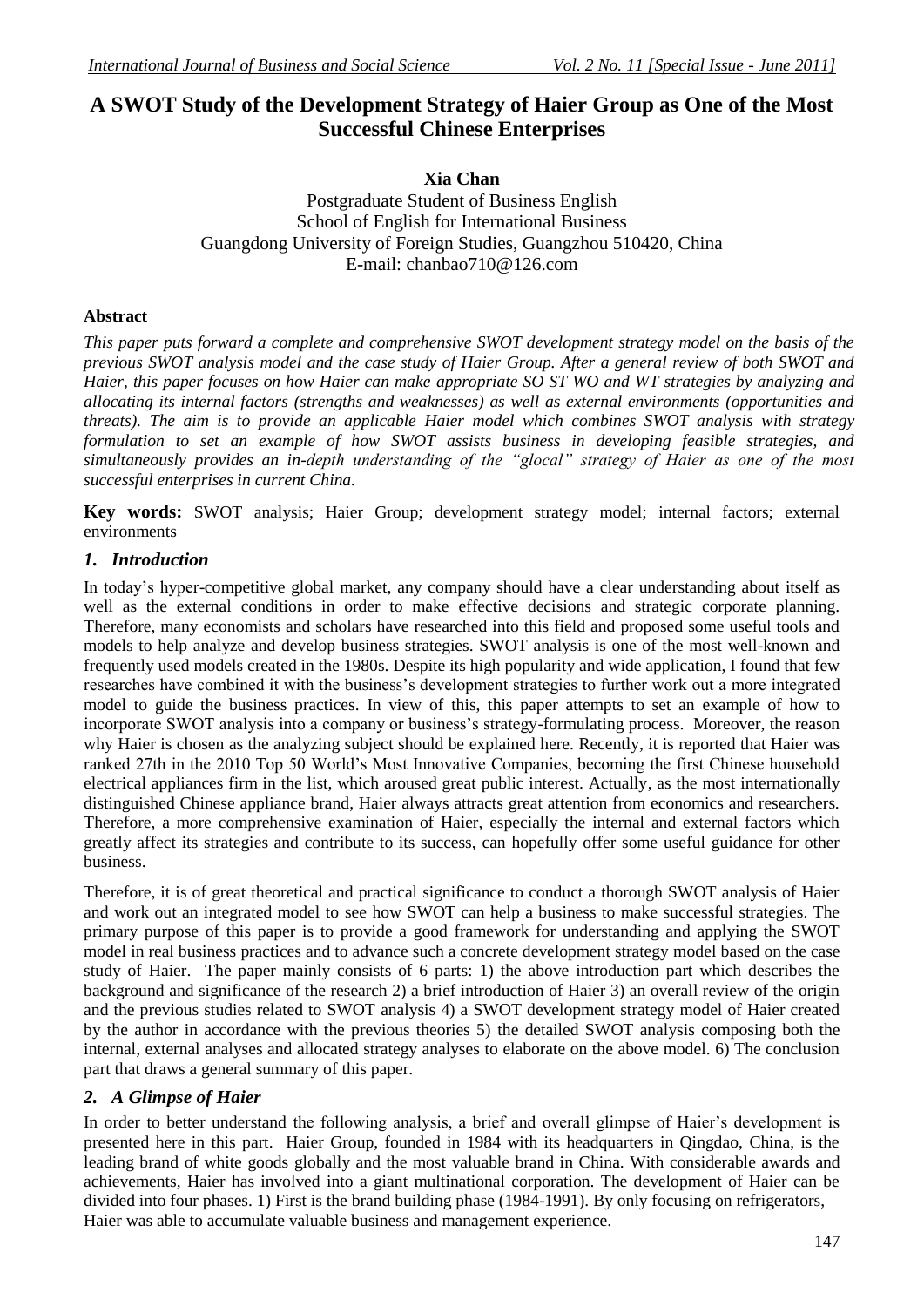# A SWOT Study of the Development Strategy of Haier Group as One of the Most Successful Chinese Enterprises

**Xia Chan**

Postgraduate Student of Business English
School of English for International Business
Guangdong University of Foreign Studies, Guangzhou 510420, China
E-mail: chanbao710@126.com

### Abstract

*This paper puts forward a complete and comprehensive SWOT development strategy model on the basis of the previous SWOT analysis model and the case study of Haier Group. After a general review of both SWOT and Haier, this paper focuses on how Haier can make appropriate SO ST WO and WT strategies by analyzing and allocating its internal factors (strengths and weaknesses) as well as external environments (opportunities and threats). The aim is to provide an applicable Haier model which combines SWOT analysis with strategy formulation to set an example of how SWOT assists business in developing feasible strategies, and simultaneously provides an in-depth understanding of the "glocal" strategy of Haier as one of the most successful enterprises in current China.*

**Key words:** SWOT analysis; Haier Group; development strategy model; internal factors; external environments

## *1. Introduction*

In today's hyper-competitive global market, any company should have a clear understanding about itself as well as the external conditions in order to make effective decisions and strategic corporate planning. Therefore, many economists and scholars have researched into this field and proposed some useful tools and models to help analyze and develop business strategies. SWOT analysis is one of the most well-known and frequently used models created in the 1980s. Despite its high popularity and wide application, I found that few researches have combined it with the business's development strategies to further work out a more integrated model to guide the business practices. In view of this, this paper attempts to set an example of how to incorporate SWOT analysis into a company or business's strategy-formulating process. Moreover, the reason why Haier is chosen as the analyzing subject should be explained here. Recently, it is reported that Haier was ranked 27th in the 2010 Top 50 World's Most Innovative Companies, becoming the first Chinese household electrical appliances firm in the list, which aroused great public interest. Actually, as the most internationally distinguished Chinese appliance brand, Haier always attracts great attention from economics and researchers. Therefore, a more comprehensive examination of Haier, especially the internal and external factors which greatly affect its strategies and contribute to its success, can hopefully offer some useful guidance for other business.

Therefore, it is of great theoretical and practical significance to conduct a thorough SWOT analysis of Haier and work out an integrated model to see how SWOT can help a business to make successful strategies. The primary purpose of this paper is to provide a good framework for understanding and applying the SWOT model in real business practices and to advance such a concrete development strategy model based on the case study of Haier. The paper mainly consists of 6 parts: 1) the above introduction part which describes the background and significance of the research 2) a brief introduction of Haier 3) an overall review of the origin and the previous studies related to SWOT analysis 4) a SWOT development strategy model of Haier created by the author in accordance with the previous theories 5) the detailed SWOT analysis composing both the internal, external analyses and allocated strategy analyses to elaborate on the above model. 6) The conclusion part that draws a general summary of this paper.

## *2. A Glimpse of Haier*

In order to better understand the following analysis, a brief and overall glimpse of Haier's development is presented here in this part. Haier Group, founded in 1984 with its headquarters in Qingdao, China, is the leading brand of white goods globally and the most valuable brand in China. With considerable awards and achievements, Haier has involved into a giant multinational corporation. The development of Haier can be divided into four phases. 1) First is the brand building phase (1984-1991). By only focusing on refrigerators, Haier was able to accumulate valuable business and management experience.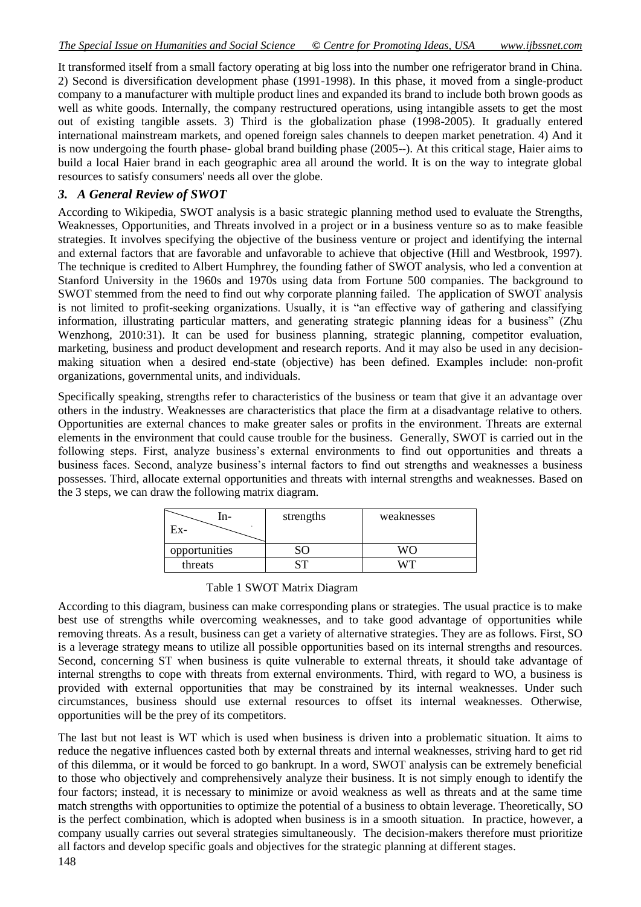It transformed itself from a small factory operating at big loss into the number one refrigerator brand in China. 2) Second is diversification development phase (1991-1998). In this phase, it moved from a single-product company to a manufacturer with multiple product lines and expanded its brand to include both brown goods as well as white goods. Internally, the company restructured operations, using intangible assets to get the most out of existing tangible assets. 3) Third is the globalization phase (1998-2005). It gradually entered international mainstream markets, and opened foreign sales channels to deepen market penetration. 4) And it is now undergoing the fourth phase- global brand building phase (2005--). At this critical stage, Haier aims to build a local Haier brand in each geographic area all around the world. It is on the way to integrate global resources to satisfy consumers' needs all over the globe.

## *3. A General Review of SWOT*

According to Wikipedia, SWOT analysis is a basic strategic planning method used to evaluate the Strengths, Weaknesses, Opportunities, and Threats involved in a project or in a business venture so as to make feasible strategies. It involves specifying the objective of the business venture or project and identifying the internal and external factors that are favorable and unfavorable to achieve that objective (Hill and Westbrook, 1997). The technique is credited to Albert Humphrey, the founding father of SWOT analysis, who led a convention at Stanford University in the 1960s and 1970s using data from Fortune 500 companies. The background to SWOT stemmed from the need to find out why corporate planning failed. The application of SWOT analysis is not limited to profit-seeking organizations. Usually, it is "an effective way of gathering and classifying information, illustrating particular matters, and generating strategic planning ideas for a business" (Zhu Wenzhong, 2010:31). It can be used for business planning, strategic planning, competitor evaluation, marketing, business and product development and research reports. And it may also be used in any decision-making situation when a desired end-state (objective) has been defined. Examples include: non-profit organizations, governmental units, and individuals.

Specifically speaking, strengths refer to characteristics of the business or team that give it an advantage over others in the industry. Weaknesses are characteristics that place the firm at a disadvantage relative to others. Opportunities are external chances to make greater sales or profits in the environment. Threats are external elements in the environment that could cause trouble for the business. Generally, SWOT is carried out in the following steps. First, analyze business's external environments to find out opportunities and threats a business faces. Second, analyze business's internal factors to find out strengths and weaknesses a business possesses. Third, allocate external opportunities and threats with internal strengths and weaknesses. Based on the 3 steps, we can draw the following matrix diagram.

| In- / Ex- | strengths | weaknesses |
|---|---|---|
| opportunities | SO | WO |
| threats | ST | WT |

Table 1 SWOT Matrix Diagram

According to this diagram, business can make corresponding plans or strategies. The usual practice is to make best use of strengths while overcoming weaknesses, and to take good advantage of opportunities while removing threats. As a result, business can get a variety of alternative strategies. They are as follows. First, SO is a leverage strategy means to utilize all possible opportunities based on its internal strengths and resources. Second, concerning ST when business is quite vulnerable to external threats, it should take advantage of internal strengths to cope with threats from external environments. Third, with regard to WO, a business is provided with external opportunities that may be constrained by its internal weaknesses. Under such circumstances, business should use external resources to offset its internal weaknesses. Otherwise, opportunities will be the prey of its competitors.

The last but not least is WT which is used when business is driven into a problematic situation. It aims to reduce the negative influences casted both by external threats and internal weaknesses, striving hard to get rid of this dilemma, or it would be forced to go bankrupt. In a word, SWOT analysis can be extremely beneficial to those who objectively and comprehensively analyze their business. It is not simply enough to identify the four factors; instead, it is necessary to minimize or avoid weakness as well as threats and at the same time match strengths with opportunities to optimize the potential of a business to obtain leverage. Theoretically, SO is the perfect combination, which is adopted when business is in a smooth situation. In practice, however, a company usually carries out several strategies simultaneously. The decision-makers therefore must prioritize all factors and develop specific goals and objectives for the strategic planning at different stages.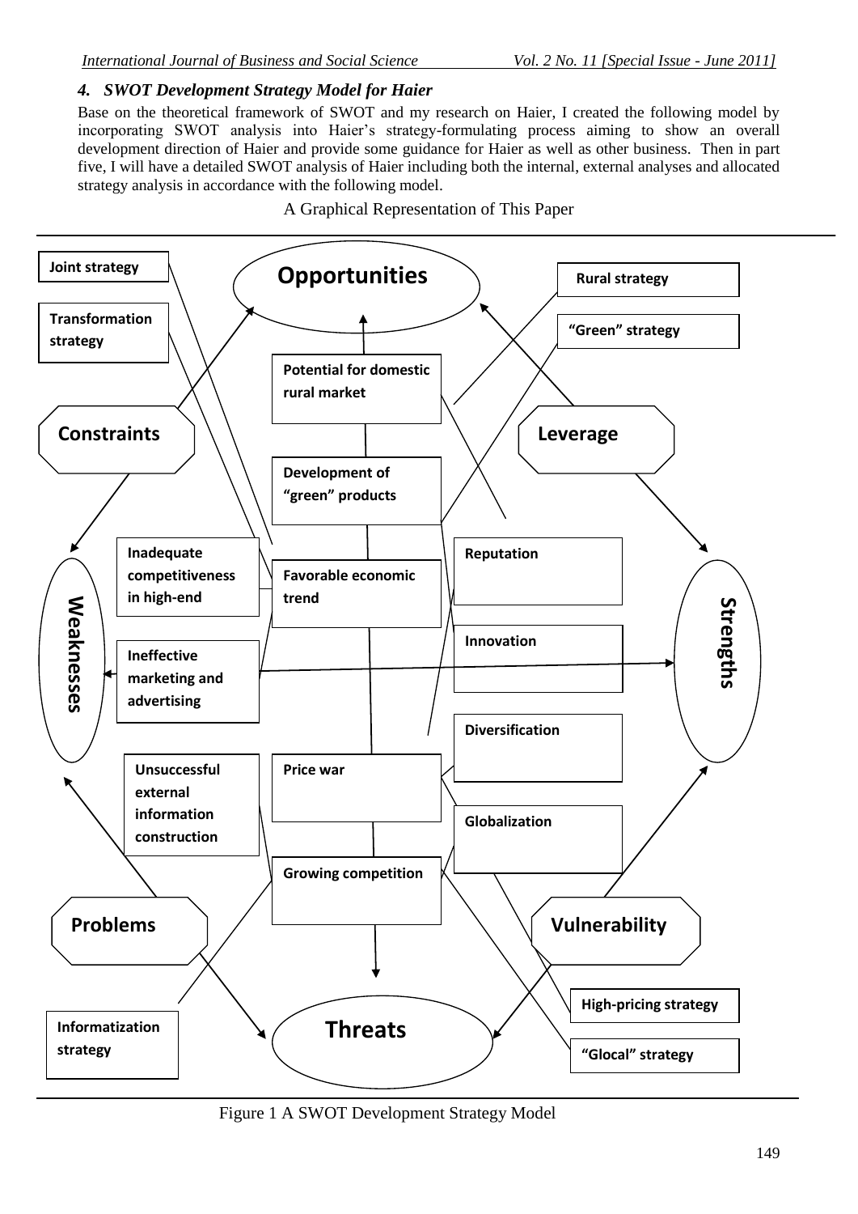### *4. SWOT Development Strategy Model for Haier*

Base on the theoretical framework of SWOT and my research on Haier, I created the following model by incorporating SWOT analysis into Haier's strategy-formulating process aiming to show an overall development direction of Haier and provide some guidance for Haier as well as other business. Then in part five, I will have a detailed SWOT analysis of Haier including both the internal, external analyses and allocated strategy analysis in accordance with the following model.

A Graphical Representation of This Paper

Joint strategy

Transformation strategy

Opportunities

Rural strategy

"Green" strategy

Potential for domestic rural market

Constraints

Leverage

Development of "green" products

Inadequate competitiveness in high-end

Favorable economic trend

Reputation

Weaknesses

Strengths

Ineffective marketing and advertising

Innovation

Diversification

Unsuccessful external information construction

Price war

Globalization

Growing competition

Problems

Vulnerability

High-pricing strategy

Informatization strategy

Threats

"Glocal" strategy

Figure 1 A SWOT Development Strategy Model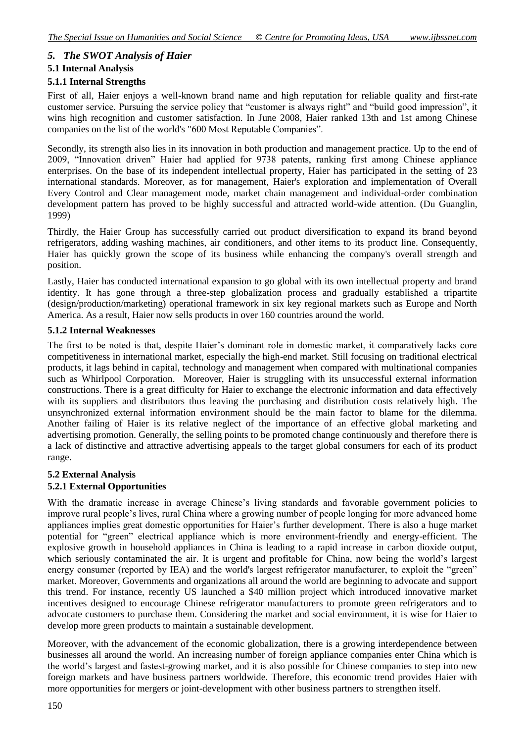## *5. The SWOT Analysis of Haier*

### 5.1 Internal Analysis

#### 5.1.1 Internal Strengths

First of all, Haier enjoys a well-known brand name and high reputation for reliable quality and first-rate customer service. Pursuing the service policy that "customer is always right" and "build good impression", it wins high recognition and customer satisfaction. In June 2008, Haier ranked 13th and 1st among Chinese companies on the list of the world's "600 Most Reputable Companies".

Secondly, its strength also lies in its innovation in both production and management practice. Up to the end of 2009, "Innovation driven" Haier had applied for 9738 patents, ranking first among Chinese appliance enterprises. On the base of its independent intellectual property, Haier has participated in the setting of 23 international standards. Moreover, as for management, Haier's exploration and implementation of Overall Every Control and Clear management mode, market chain management and individual-order combination development pattern has proved to be highly successful and attracted world-wide attention. (Du Guanglin, 1999)

Thirdly, the Haier Group has successfully carried out product diversification to expand its brand beyond refrigerators, adding washing machines, air conditioners, and other items to its product line. Consequently, Haier has quickly grown the scope of its business while enhancing the company's overall strength and position.

Lastly, Haier has conducted international expansion to go global with its own intellectual property and brand identity. It has gone through a three-step globalization process and gradually established a tripartite (design/production/marketing) operational framework in six key regional markets such as Europe and North America. As a result, Haier now sells products in over 160 countries around the world.

#### 5.1.2 Internal Weaknesses

The first to be noted is that, despite Haier's dominant role in domestic market, it comparatively lacks core competitiveness in international market, especially the high-end market. Still focusing on traditional electrical products, it lags behind in capital, technology and management when compared with multinational companies such as Whirlpool Corporation. Moreover, Haier is struggling with its unsuccessful external information constructions. There is a great difficulty for Haier to exchange the electronic information and data effectively with its suppliers and distributors thus leaving the purchasing and distribution costs relatively high. The unsynchronized external information environment should be the main factor to blame for the dilemma. Another failing of Haier is its relative neglect of the importance of an effective global marketing and advertising promotion. Generally, the selling points to be promoted change continuously and therefore there is a lack of distinctive and attractive advertising appeals to the target global consumers for each of its product range.

### 5.2 External Analysis

#### 5.2.1 External Opportunities

With the dramatic increase in average Chinese's living standards and favorable government policies to improve rural people's lives, rural China where a growing number of people longing for more advanced home appliances implies great domestic opportunities for Haier's further development. There is also a huge market potential for "green" electrical appliance which is more environment-friendly and energy-efficient. The explosive growth in household appliances in China is leading to a rapid increase in carbon dioxide output, which seriously contaminated the air. It is urgent and profitable for China, now being the world's largest energy consumer (reported by IEA) and the world's largest refrigerator manufacturer, to exploit the "green" market. Moreover, Governments and organizations all around the world are beginning to advocate and support this trend. For instance, recently US launched a $40 million project which introduced innovative market incentives designed to encourage Chinese refrigerator manufacturers to promote green refrigerators and to advocate customers to purchase them. Considering the market and social environment, it is wise for Haier to develop more green products to maintain a sustainable development.

Moreover, with the advancement of the economic globalization, there is a growing interdependence between businesses all around the world. An increasing number of foreign appliance companies enter China which is the world's largest and fastest-growing market, and it is also possible for Chinese companies to step into new foreign markets and have business partners worldwide. Therefore, this economic trend provides Haier with more opportunities for mergers or joint-development with other business partners to strengthen itself.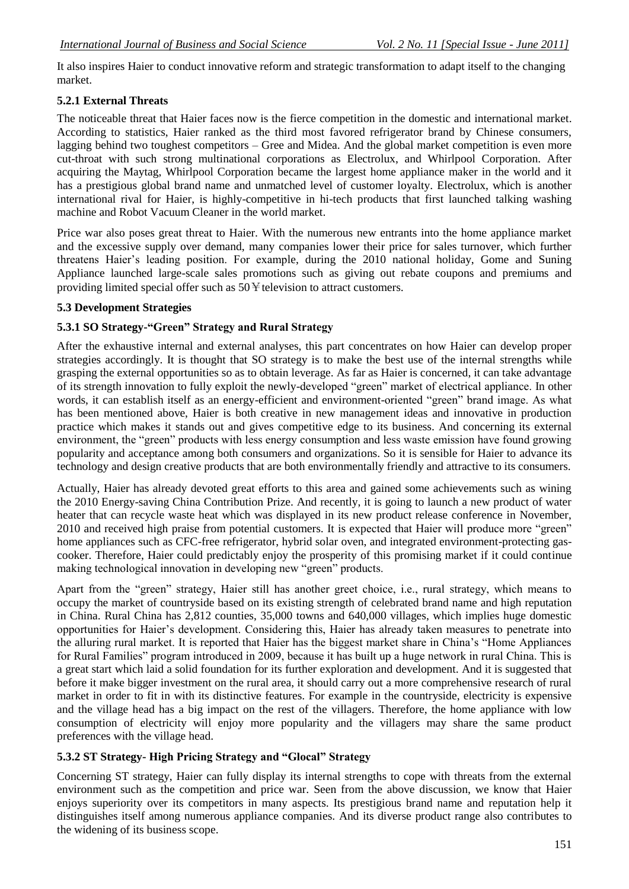It also inspires Haier to conduct innovative reform and strategic transformation to adapt itself to the changing market.

### 5.2.1 External Threats

The noticeable threat that Haier faces now is the fierce competition in the domestic and international market. According to statistics, Haier ranked as the third most favored refrigerator brand by Chinese consumers, lagging behind two toughest competitors – Gree and Midea. And the global market competition is even more cut-throat with such strong multinational corporations as Electrolux, and Whirlpool Corporation. After acquiring the Maytag, Whirlpool Corporation became the largest home appliance maker in the world and it has a prestigious global brand name and unmatched level of customer loyalty. Electrolux, which is another international rival for Haier, is highly-competitive in hi-tech products that first launched talking washing machine and Robot Vacuum Cleaner in the world market.

Price war also poses great threat to Haier. With the numerous new entrants into the home appliance market and the excessive supply over demand, many companies lower their price for sales turnover, which further threatens Haier's leading position. For example, during the 2010 national holiday, Gome and Suning Appliance launched large-scale sales promotions such as giving out rebate coupons and premiums and providing limited special offer such as 50￥television to attract customers.

## 5.3 Development Strategies

### 5.3.1 SO Strategy-"Green" Strategy and Rural Strategy

After the exhaustive internal and external analyses, this part concentrates on how Haier can develop proper strategies accordingly. It is thought that SO strategy is to make the best use of the internal strengths while grasping the external opportunities so as to obtain leverage. As far as Haier is concerned, it can take advantage of its strength innovation to fully exploit the newly-developed "green" market of electrical appliance. In other words, it can establish itself as an energy-efficient and environment-oriented "green" brand image. As what has been mentioned above, Haier is both creative in new management ideas and innovative in production practice which makes it stands out and gives competitive edge to its business. And concerning its external environment, the "green" products with less energy consumption and less waste emission have found growing popularity and acceptance among both consumers and organizations. So it is sensible for Haier to advance its technology and design creative products that are both environmentally friendly and attractive to its consumers.

Actually, Haier has already devoted great efforts to this area and gained some achievements such as wining the 2010 Energy-saving China Contribution Prize. And recently, it is going to launch a new product of water heater that can recycle waste heat which was displayed in its new product release conference in November, 2010 and received high praise from potential customers. It is expected that Haier will produce more "green" home appliances such as CFC-free refrigerator, hybrid solar oven, and integrated environment-protecting gas-cooker. Therefore, Haier could predictably enjoy the prosperity of this promising market if it could continue making technological innovation in developing new "green" products.

Apart from the "green" strategy, Haier still has another greet choice, i.e., rural strategy, which means to occupy the market of countryside based on its existing strength of celebrated brand name and high reputation in China. Rural China has 2,812 counties, 35,000 towns and 640,000 villages, which implies huge domestic opportunities for Haier's development. Considering this, Haier has already taken measures to penetrate into the alluring rural market. It is reported that Haier has the biggest market share in China's "Home Appliances for Rural Families" program introduced in 2009, because it has built up a huge network in rural China. This is a great start which laid a solid foundation for its further exploration and development. And it is suggested that before it make bigger investment on the rural area, it should carry out a more comprehensive research of rural market in order to fit in with its distinctive features. For example in the countryside, electricity is expensive and the village head has a big impact on the rest of the villagers. Therefore, the home appliance with low consumption of electricity will enjoy more popularity and the villagers may share the same product preferences with the village head.

### 5.3.2 ST Strategy- High Pricing Strategy and "Glocal" Strategy

Concerning ST strategy, Haier can fully display its internal strengths to cope with threats from the external environment such as the competition and price war. Seen from the above discussion, we know that Haier enjoys superiority over its competitors in many aspects. Its prestigious brand name and reputation help it distinguishes itself among numerous appliance companies. And its diverse product range also contributes to the widening of its business scope.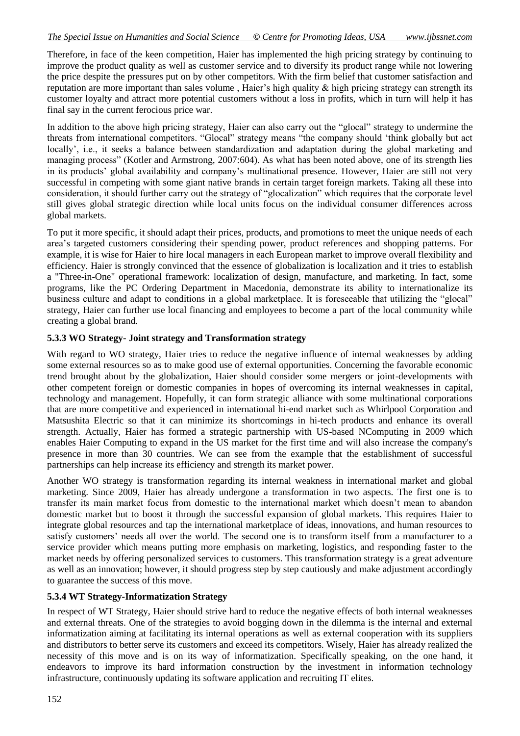Therefore, in face of the keen competition, Haier has implemented the high pricing strategy by continuing to improve the product quality as well as customer service and to diversify its product range while not lowering the price despite the pressures put on by other competitors. With the firm belief that customer satisfaction and reputation are more important than sales volume , Haier's high quality & high pricing strategy can strength its customer loyalty and attract more potential customers without a loss in profits, which in turn will help it has final say in the current ferocious price war.

In addition to the above high pricing strategy, Haier can also carry out the "glocal" strategy to undermine the threats from international competitors. "Glocal" strategy means "the company should 'think globally but act locally', i.e., it seeks a balance between standardization and adaptation during the global marketing and managing process" (Kotler and Armstrong, 2007:604). As what has been noted above, one of its strength lies in its products' global availability and company's multinational presence. However, Haier are still not very successful in competing with some giant native brands in certain target foreign markets. Taking all these into consideration, it should further carry out the strategy of "glocalization" which requires that the corporate level still gives global strategic direction while local units focus on the individual consumer differences across global markets.

To put it more specific, it should adapt their prices, products, and promotions to meet the unique needs of each area's targeted customers considering their spending power, product references and shopping patterns. For example, it is wise for Haier to hire local managers in each European market to improve overall flexibility and efficiency. Haier is strongly convinced that the essence of globalization is localization and it tries to establish a "Three-in-One" operational framework: localization of design, manufacture, and marketing. In fact, some programs, like the PC Ordering Department in Macedonia, demonstrate its ability to internationalize its business culture and adapt to conditions in a global marketplace. It is foreseeable that utilizing the "glocal" strategy, Haier can further use local financing and employees to become a part of the local community while creating a global brand.

### 5.3.3 WO Strategy- Joint strategy and Transformation strategy

With regard to WO strategy, Haier tries to reduce the negative influence of internal weaknesses by adding some external resources so as to make good use of external opportunities. Concerning the favorable economic trend brought about by the globalization, Haier should consider some mergers or joint-developments with other competent foreign or domestic companies in hopes of overcoming its internal weaknesses in capital, technology and management. Hopefully, it can form strategic alliance with some multinational corporations that are more competitive and experienced in international hi-end market such as Whirlpool Corporation and Matsushita Electric so that it can minimize its shortcomings in hi-tech products and enhance its overall strength. Actually, Haier has formed a strategic partnership with US-based NComputing in 2009 which enables Haier Computing to expand in the US market for the first time and will also increase the company's presence in more than 30 countries. We can see from the example that the establishment of successful partnerships can help increase its efficiency and strength its market power.

Another WO strategy is transformation regarding its internal weakness in international market and global marketing. Since 2009, Haier has already undergone a transformation in two aspects. The first one is to transfer its main market focus from domestic to the international market which doesn't mean to abandon domestic market but to boost it through the successful expansion of global markets. This requires Haier to integrate global resources and tap the international marketplace of ideas, innovations, and human resources to satisfy customers' needs all over the world. The second one is to transform itself from a manufacturer to a service provider which means putting more emphasis on marketing, logistics, and responding faster to the market needs by offering personalized services to customers. This transformation strategy is a great adventure as well as an innovation; however, it should progress step by step cautiously and make adjustment accordingly to guarantee the success of this move.

### 5.3.4 WT Strategy-Informatization Strategy

In respect of WT Strategy, Haier should strive hard to reduce the negative effects of both internal weaknesses and external threats. One of the strategies to avoid bogging down in the dilemma is the internal and external informatization aiming at facilitating its internal operations as well as external cooperation with its suppliers and distributors to better serve its customers and exceed its competitors. Wisely, Haier has already realized the necessity of this move and is on its way of informatization. Specifically speaking, on the one hand, it endeavors to improve its hard information construction by the investment in information technology infrastructure, continuously updating its software application and recruiting IT elites.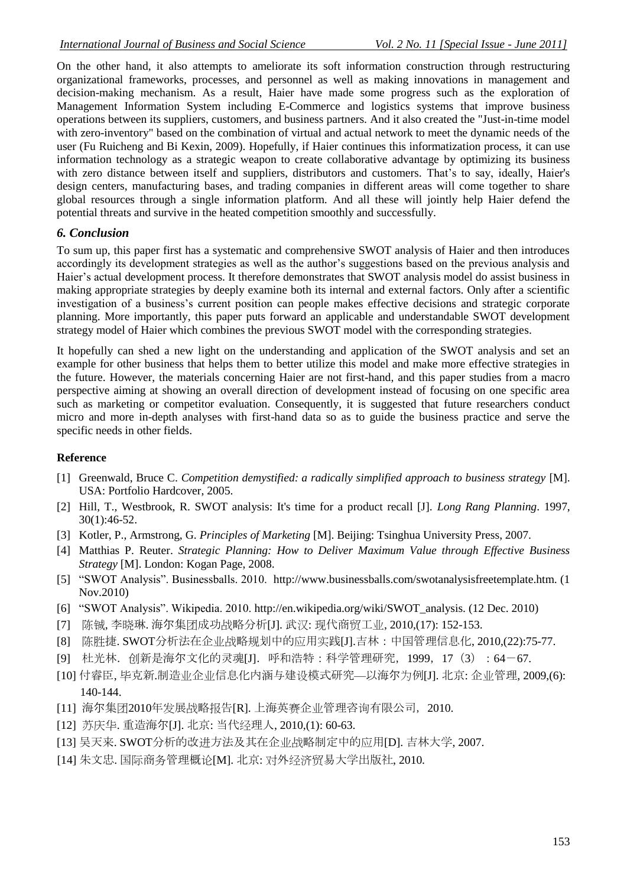On the other hand, it also attempts to ameliorate its soft information construction through restructuring organizational frameworks, processes, and personnel as well as making innovations in management and decision-making mechanism. As a result, Haier have made some progress such as the exploration of Management Information System including E-Commerce and logistics systems that improve business operations between its suppliers, customers, and business partners. And it also created the "Just-in-time model with zero-inventory" based on the combination of virtual and actual network to meet the dynamic needs of the user (Fu Ruicheng and Bi Kexin, 2009). Hopefully, if Haier continues this informatization process, it can use information technology as a strategic weapon to create collaborative advantage by optimizing its business with zero distance between itself and suppliers, distributors and customers. That's to say, ideally, Haier's design centers, manufacturing bases, and trading companies in different areas will come together to share global resources through a single information platform. And all these will jointly help Haier defend the potential threats and survive in the heated competition smoothly and successfully.

### *6. Conclusion*

To sum up, this paper first has a systematic and comprehensive SWOT analysis of Haier and then introduces accordingly its development strategies as well as the author's suggestions based on the previous analysis and Haier's actual development process. It therefore demonstrates that SWOT analysis model do assist business in making appropriate strategies by deeply examine both its internal and external factors. Only after a scientific investigation of a business's current position can people makes effective decisions and strategic corporate planning. More importantly, this paper puts forward an applicable and understandable SWOT development strategy model of Haier which combines the previous SWOT model with the corresponding strategies.

It hopefully can shed a new light on the understanding and application of the SWOT analysis and set an example for other business that helps them to better utilize this model and make more effective strategies in the future. However, the materials concerning Haier are not first-hand, and this paper studies from a macro perspective aiming at showing an overall direction of development instead of focusing on one specific area such as marketing or competitor evaluation. Consequently, it is suggested that future researchers conduct micro and more in-depth analyses with first-hand data so as to guide the business practice and serve the specific needs in other fields.

**Reference**

[1] Greenwald, Bruce C. *Competition demystified: a radically simplified approach to business strategy* [M]. USA: Portfolio Hardcover, 2005.

[2] Hill, T., Westbrook, R. SWOT analysis: It's time for a product recall [J]. *Long Rang Planning*. 1997, 30(1):46-52.

[3] Kotler, P., Armstrong, G. *Principles of Marketing* [M]. Beijing: Tsinghua University Press, 2007.

[4] Matthias P. Reuter. *Strategic Planning: How to Deliver Maximum Value through Effective Business Strategy* [M]. London: Kogan Page, 2008.

[5] "SWOT Analysis". Businessballs. 2010. http://www.businessballs.com/swotanalysisfreetemplate.htm. (1 Nov.2010)

[6] "SWOT Analysis". Wikipedia. 2010. http://en.wikipedia.org/wiki/SWOT_analysis. (12 Dec. 2010)

[7] 陈铖, 李晓琳. 海尔集团成功战略分析[J]. 武汉: 现代商贸工业, 2010,(17): 152-153.

[8] 陈胜捷. SWOT分析法在企业战略规划中的应用实践[J].吉林：中国管理信息化, 2010,(22):75-77.

[9] 杜光林. 创新是海尔文化的灵魂[J]. 呼和浩特：科学管理研究，1999，17（3）：64－67.

[10] 付睿臣, 毕克新.制造业企业信息化内涵与建设模式研究—以海尔为例[J]. 北京: 企业管理, 2009,(6): 140-144.

[11] 海尔集团2010年发展战略报告[R]. 上海英赛企业管理咨询有限公司，2010.

[12] 苏庆华. 重造海尔[J]. 北京: 当代经理人, 2010,(1): 60-63.

[13] 吴天来. SWOT分析的改进方法及其在企业战略制定中的应用[D]. 吉林大学, 2007.

[14] 朱文忠. 国际商务管理概论[M]. 北京: 对外经济贸易大学出版社, 2010.